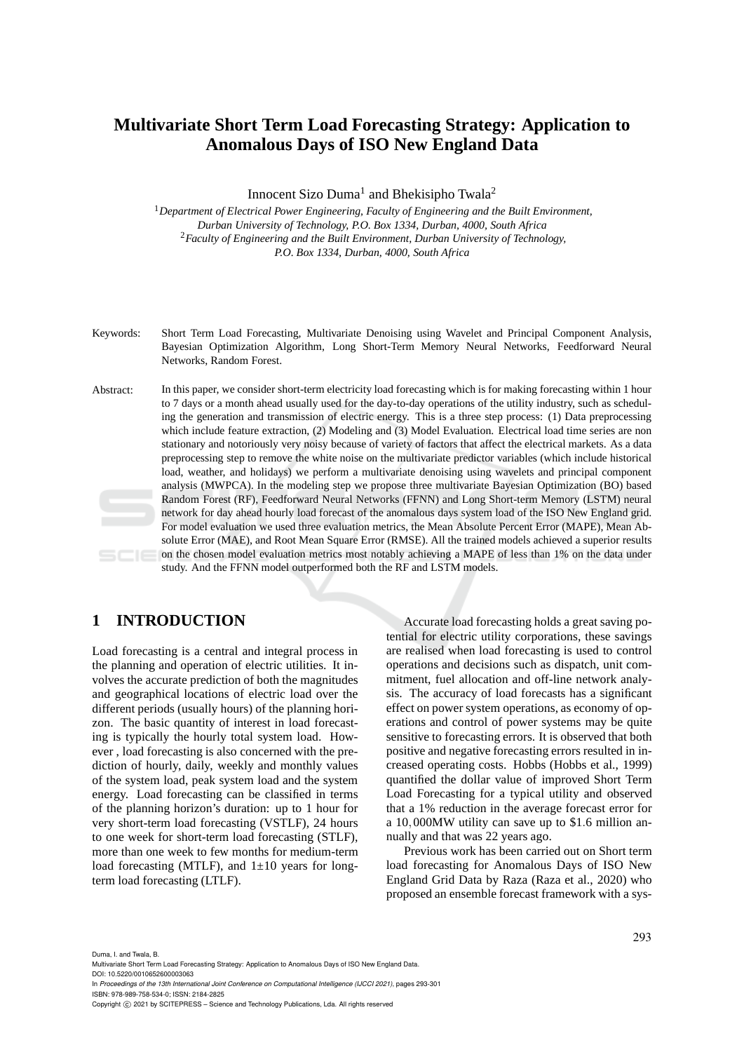# Multivariate Short Term Load Forecasting Strategy: Application to Anomalous Days of ISO New England Data

Innocent Sizo Duma[1] and Bhekisipho Twala[2]

[1]*Department of Electrical Power Engineering, Faculty of Engineering and the Built Environment, Durban University of Technology, P.O. Box 1334, Durban, 4000, South Africa*
[2]*Faculty of Engineering and the Built Environment, Durban University of Technology, P.O. Box 1334, Durban, 4000, South Africa*

Keywords: Short Term Load Forecasting, Multivariate Denoising using Wavelet and Principal Component Analysis, Bayesian Optimization Algorithm, Long Short-Term Memory Neural Networks, Feedforward Neural Networks, Random Forest.

Abstract: In this paper, we consider short-term electricity load forecasting which is for making forecasting within 1 hour to 7 days or a month ahead usually used for the day-to-day operations of the utility industry, such as scheduling the generation and transmission of electric energy. This is a three step process: (1) Data preprocessing which include feature extraction, (2) Modeling and (3) Model Evaluation. Electrical load time series are non stationary and notoriously very noisy because of variety of factors that affect the electrical markets. As a data preprocessing step to remove the white noise on the multivariate predictor variables (which include historical load, weather, and holidays) we perform a multivariate denoising using wavelets and principal component analysis (MWPCA). In the modeling step we propose three multivariate Bayesian Optimization (BO) based Random Forest (RF), Feedforward Neural Networks (FFNN) and Long Short-term Memory (LSTM) neural network for day ahead hourly load forecast of the anomalous days system load of the ISO New England grid. For model evaluation we used three evaluation metrics, the Mean Absolute Percent Error (MAPE), Mean Absolute Error (MAE), and Root Mean Square Error (RMSE). All the trained models achieved a superior results on the chosen model evaluation metrics most notably achieving a MAPE of less than 1% on the data under study. And the FFNN model outperformed both the RF and LSTM models.

## 1 INTRODUCTION

Load forecasting is a central and integral process in the planning and operation of electric utilities. It involves the accurate prediction of both the magnitudes and geographical locations of electric load over the different periods (usually hours) of the planning horizon. The basic quantity of interest in load forecasting is typically the hourly total system load. However , load forecasting is also concerned with the prediction of hourly, daily, weekly and monthly values of the system load, peak system load and the system energy. Load forecasting can be classified in terms of the planning horizon's duration: up to 1 hour for very short-term load forecasting (VSTLF), 24 hours to one week for short-term load forecasting (STLF), more than one week to few months for medium-term load forecasting (MTLF), and $1\pm10$ years for long-term load forecasting (LTLF).

Accurate load forecasting holds a great saving potential for electric utility corporations, these savings are realised when load forecasting is used to control operations and decisions such as dispatch, unit commitment, fuel allocation and off-line network analysis. The accuracy of load forecasts has a significant effect on power system operations, as economy of operations and control of power systems may be quite sensitive to forecasting errors. It is observed that both positive and negative forecasting errors resulted in increased operating costs. Hobbs (Hobbs et al., 1999) quantified the dollar value of improved Short Term Load Forecasting for a typical utility and observed that a 1% reduction in the average forecast error for a $10,000$MW utility can save up to $\$1.6$ million annually and that was 22 years ago.

Previous work has been carried out on Short term load forecasting for Anomalous Days of ISO New England Grid Data by Raza (Raza et al., 2020) who proposed an ensemble forecast framework with a sys-

Duma, I. and Twala, B.
Multivariate Short Term Load Forecasting Strategy: Application to Anomalous Days of ISO New England Data.
DOI: 10.5220/0010652600003063
In *Proceedings of the 13th International Joint Conference on Computational Intelligence (IJCCI 2021)*, pages 293-301
ISBN: 978-989-758-534-0; ISSN: 2184-2825
Copyright © 2021 by SCITEPRESS – Science and Technology Publications, Lda. All rights reserved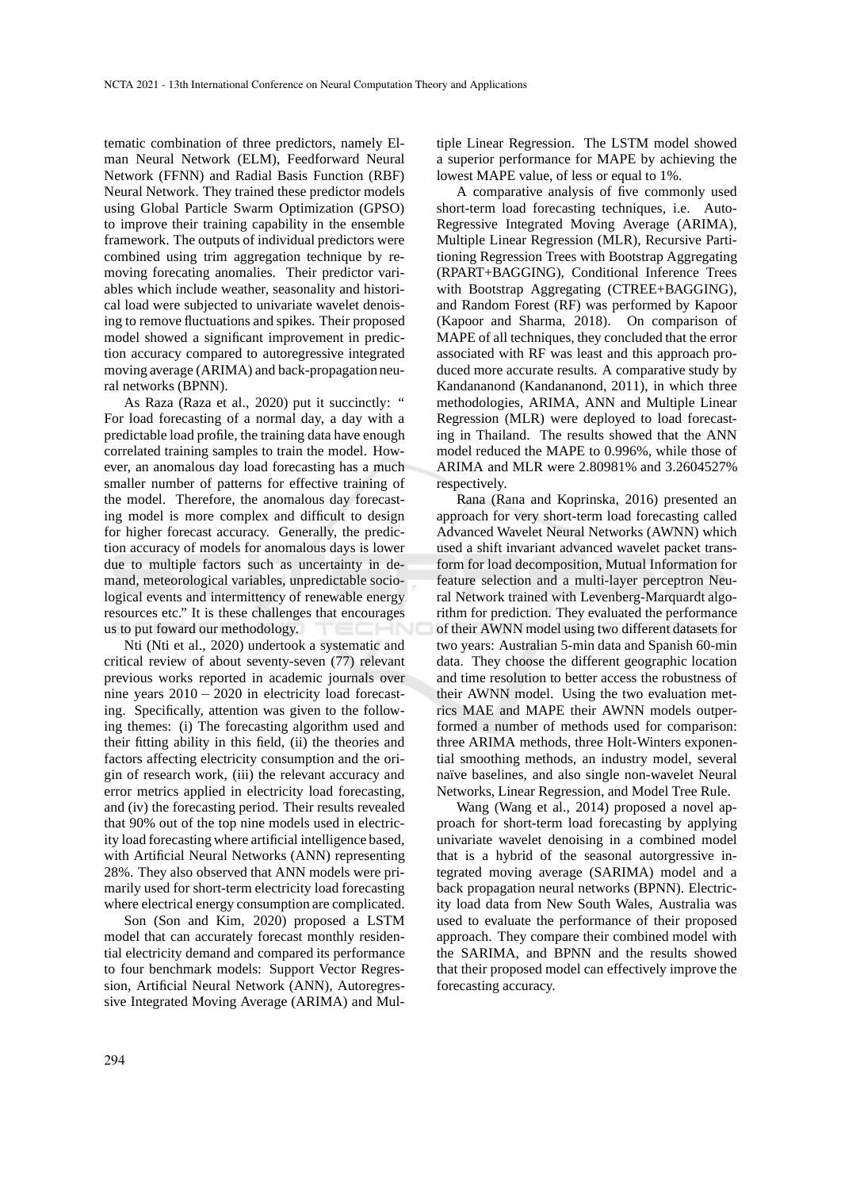tematic combination of three predictors, namely Elman Neural Network (ELM), Feedforward Neural Network (FFNN) and Radial Basis Function (RBF) Neural Network. They trained these predictor models using Global Particle Swarm Optimization (GPSO) to improve their training capability in the ensemble framework. The outputs of individual predictors were combined using trim aggregation technique by removing forecating anomalies. Their predictor variables which include weather, seasonality and historical load were subjected to univariate wavelet denoising to remove fluctuations and spikes. Their proposed model showed a significant improvement in prediction accuracy compared to autoregressive integrated moving average (ARIMA) and back-propagation neural networks (BPNN).

As Raza (Raza et al., 2020) put it succinctly: " For load forecasting of a normal day, a day with a predictable load profile, the training data have enough correlated training samples to train the model. However, an anomalous day load forecasting has a much smaller number of patterns for effective training of the model. Therefore, the anomalous day forecasting model is more complex and difficult to design for higher forecast accuracy. Generally, the prediction accuracy of models for anomalous days is lower due to multiple factors such as uncertainty in demand, meteorological variables, unpredictable sociological events and intermittency of renewable energy resources etc." It is these challenges that encourages us to put foward our methodology.

Nti (Nti et al., 2020) undertook a systematic and critical review of about seventy-seven (77) relevant previous works reported in academic journals over nine years 2010 – 2020 in electricity load forecasting. Specifically, attention was given to the following themes: (i) The forecasting algorithm used and their fitting ability in this field, (ii) the theories and factors affecting electricity consumption and the origin of research work, (iii) the relevant accuracy and error metrics applied in electricity load forecasting, and (iv) the forecasting period. Their results revealed that 90% out of the top nine models used in electricity load forecasting where artificial intelligence based, with Artificial Neural Networks (ANN) representing 28%. They also observed that ANN models were primarily used for short-term electricity load forecasting where electrical energy consumption are complicated.

Son (Son and Kim, 2020) proposed a LSTM model that can accurately forecast monthly residential electricity demand and compared its performance to four benchmark models: Support Vector Regression, Artificial Neural Network (ANN), Autoregressive Integrated Moving Average (ARIMA) and Multiple Linear Regression. The LSTM model showed a superior performance for MAPE by achieving the lowest MAPE value, of less or equal to 1%.

A comparative analysis of five commonly used short-term load forecasting techniques, i.e. Auto-Regressive Integrated Moving Average (ARIMA), Multiple Linear Regression (MLR), Recursive Partitioning Regression Trees with Bootstrap Aggregating (RPART+BAGGING), Conditional Inference Trees with Bootstrap Aggregating (CTREE+BAGGING), and Random Forest (RF) was performed by Kapoor (Kapoor and Sharma, 2018). On comparison of MAPE of all techniques, they concluded that the error associated with RF was least and this approach produced more accurate results. A comparative study by Kandananond (Kandananond, 2011), in which three methodologies, ARIMA, ANN and Multiple Linear Regression (MLR) were deployed to load forecasting in Thailand. The results showed that the ANN model reduced the MAPE to 0.996%, while those of ARIMA and MLR were 2.80981% and 3.2604527% respectively.

Rana (Rana and Koprinska, 2016) presented an approach for very short-term load forecasting called Advanced Wavelet Neural Networks (AWNN) which used a shift invariant advanced wavelet packet transform for load decomposition, Mutual Information for feature selection and a multi-layer perceptron Neural Network trained with Levenberg-Marquardt algorithm for prediction. They evaluated the performance of their AWNN model using two different datasets for two years: Australian 5-min data and Spanish 60-min data. They choose the different geographic location and time resolution to better access the robustness of their AWNN model. Using the two evaluation metrics MAE and MAPE their AWNN models outperformed a number of methods used for comparison: three ARIMA methods, three Holt-Winters exponential smoothing methods, an industry model, several naïve baselines, and also single non-wavelet Neural Networks, Linear Regression, and Model Tree Rule.

Wang (Wang et al., 2014) proposed a novel approach for short-term load forecasting by applying univariate wavelet denoising in a combined model that is a hybrid of the seasonal autorgressive integrated moving average (SARIMA) model and a back propagation neural networks (BPNN). Electricity load data from New South Wales, Australia was used to evaluate the performance of their proposed approach. They compare their combined model with the SARIMA, and BPNN and the results showed that their proposed model can effectively improve the forecasting accuracy.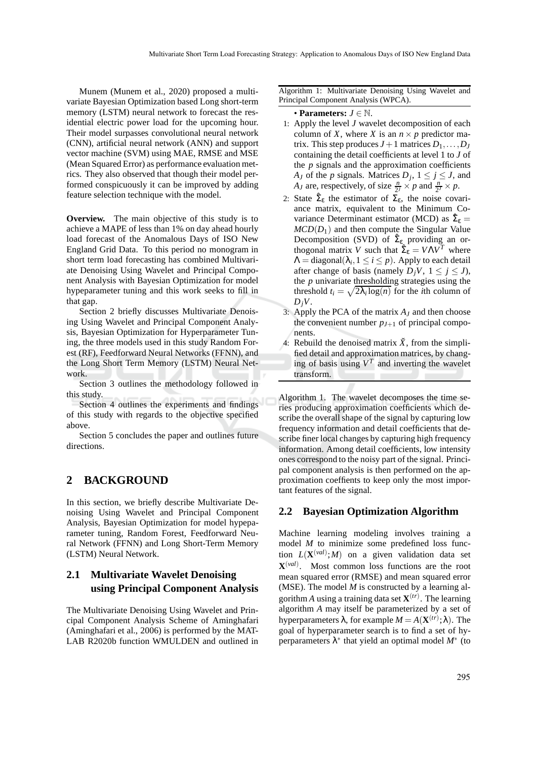Munem (Munem et al., 2020) proposed a multivariate Bayesian Optimization based Long short-term memory (LSTM) neural network to forecast the residential electric power load for the upcoming hour. Their model surpasses convolutional neural network (CNN), artificial neural network (ANN) and support vector machine (SVM) using MAE, RMSE and MSE (Mean Squared Error) as performance evaluation metrics. They also observed that though their model performed conspicuously it can be improved by adding feature selection technique with the model.

**Overview.** The main objective of this study is to achieve a MAPE of less than 1% on day ahead hourly load forecast of the Anomalous Days of ISO New England Grid Data. To this period no monogram in short term load forecasting has combined Multivariate Denoising Using Wavelet and Principal Component Analysis with Bayesian Optimization for model hypeparameter tuning and this work seeks to fill in that gap.

Section 2 briefly discusses Multivariate Denoising Using Wavelet and Principal Component Analysis, Bayesian Optimization for Hyperparameter Tuning, the three models used in this study Random Forest (RF), Feedforward Neural Networks (FFNN), and the Long Short Term Memory (LSTM) Neural Network.

Section 3 outlines the methodology followed in this study.

Section 4 outlines the experiments and findings of this study with regards to the objective specified above.

Section 5 concludes the paper and outlines future directions.

## 2 BACKGROUND

In this section, we briefly describe Multivariate Denoising Using Wavelet and Principal Component Analysis, Bayesian Optimization for model hypeparameter tuning, Random Forest, Feedforward Neural Network (FFNN) and Long Short-Term Memory (LSTM) Neural Network.

### 2.1 Multivariate Wavelet Denoising using Principal Component Analysis

The Multivariate Denoising Using Wavelet and Principal Component Analysis Scheme of Aminghafari (Aminghafari et al., 2006) is performed by the MATLAB R2020b function WMULDEN and outlined in Algorithm 1.

---

Algorithm 1: Multivariate Denoising Using Wavelet and Principal Component Analysis (WPCA).

- **Parameters:** $J \in \mathbb{N}$.

1: Apply the level $J$ wavelet decomposition of each column of $X$, where $X$ is an $n \times p$ predictor matrix. This step produces $J+1$ matrices $D_1, \ldots, D_J$ containing the detail coefficients at level 1 to $J$ of the $p$ signals and the approximation coefficients $A_J$ of the $p$ signals. Matrices $D_j$, $1 \leq j \leq J$, and $A_J$ are, respectively, of size $\frac{n}{2^j} \times p$ and $\frac{n}{2^J} \times p$.

2: State $\hat{\Sigma}_\varepsilon$ the estimator of $\Sigma_\varepsilon$, the noise covariance matrix, equivalent to the Minimum Covariance Determinant estimator (MCD) as $\hat{\Sigma}_\varepsilon = MCD(D_1)$ and then compute the Singular Value Decomposition (SVD) of $\hat{\Sigma}_\varepsilon$ providing an orthogonal matrix $V$ such that $\hat{\Sigma}_\varepsilon = V\Lambda V^T$ where $\Lambda = \text{diagonal}(\lambda_i, 1 \leq i \leq p)$. Apply to each detail after change of basis (namely $D_jV$, $1 \leq j \leq J$), the $p$ univariate thresholding strategies using the threshold $t_i = \sqrt{2\lambda_i \log(n)}$ for the $i$th column of $D_jV$.

3: Apply the PCA of the matrix $A_J$ and then choose the convenient number $p_{J+1}$ of principal components.

4: Rebuild the denoised matrix $\check{X}$, from the simplified detail and approximation matrices, by changing of basis using $V^T$ and inverting the wavelet transform.

---

The wavelet decomposes the time series producing approximation coefficients which describe the overall shape of the signal by capturing low frequency information and detail coefficients that describe finer local changes by capturing high frequency information. Among detail coefficients, low intensity ones correspond to the noisy part of the signal. Principal component analysis is then performed on the approximation coeffients to keep only the most important features of the signal.

### 2.2 Bayesian Optimization Algorithm

Machine learning modeling involves training a model $M$ to minimize some predefined loss function $L(\mathbf{X}^{(val)}; M)$ on a given validation data set $\mathbf{X}^{(val)}$. Most common loss functions are the root mean squared error (RMSE) and mean squared error (MSE). The model $M$ is constructed by a learning algorithm $A$ using a training data set $\mathbf{X}^{(tr)}$. The learning algorithm $A$ may itself be parameterized by a set of hyperparameters $\lambda$, for example $M = A(\mathbf{X}^{(tr)}; \lambda)$. The goal of hyperparameter search is to find a set of hyperparameters $\lambda^*$ that yield an optimal model $M^*$ (to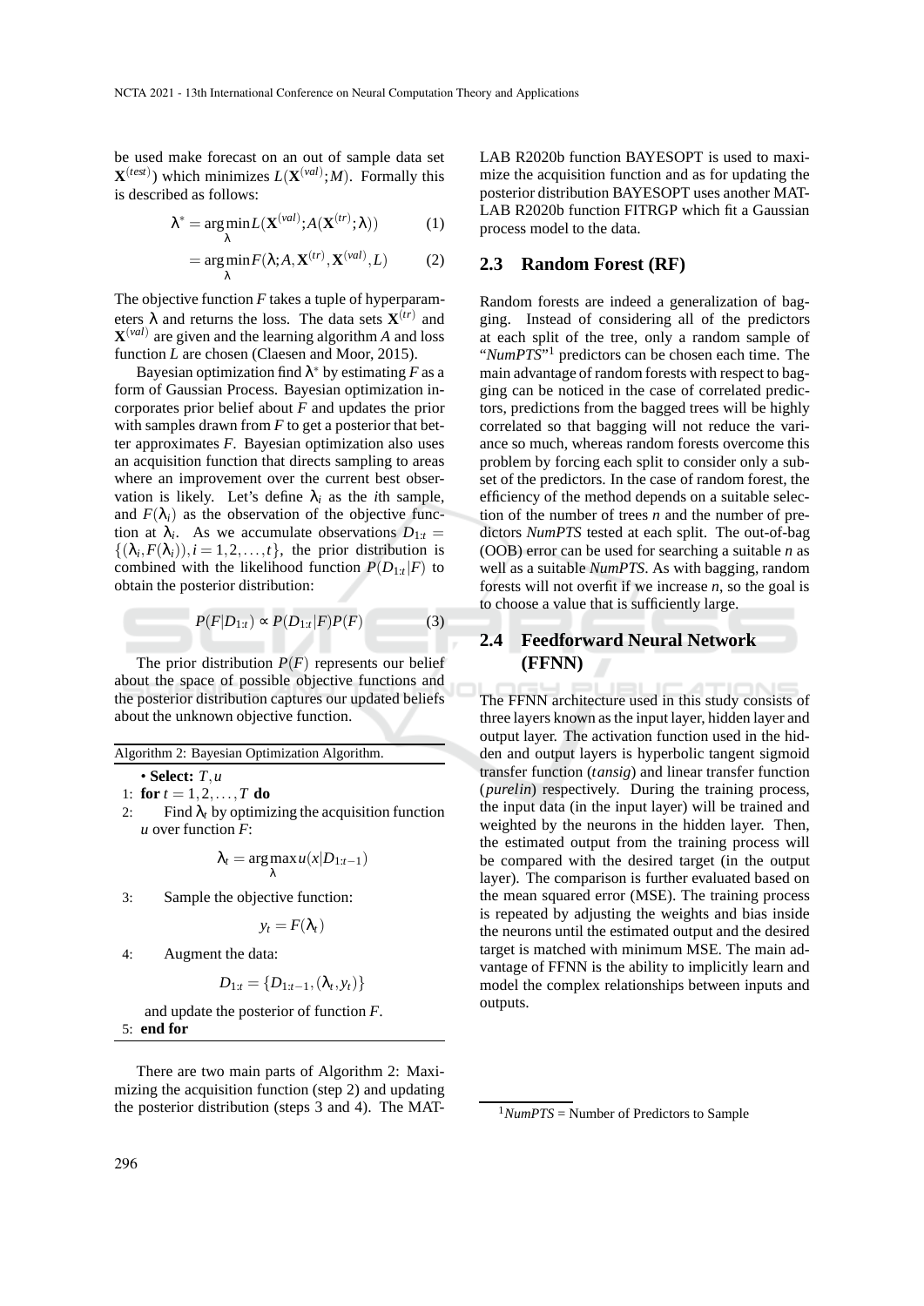be used make forecast on an out of sample data set $\mathbf{X}^{(test)}$) which minimizes $L(\mathbf{X}^{(val)}; M)$. Formally this is described as follows:

$$\lambda^* = \arg\min_{\lambda} L(\mathbf{X}^{(val)}; A(\mathbf{X}^{(tr)}; \lambda)) \tag{1}$$

$$= \arg\min_{\lambda} F(\lambda; A, \mathbf{X}^{(tr)}, \mathbf{X}^{(val)}, L) \tag{2}$$

The objective function $F$ takes a tuple of hyperparameters $\lambda$ and returns the loss. The data sets $\mathbf{X}^{(tr)}$ and $\mathbf{X}^{(val)}$ are given and the learning algorithm $A$ and loss function $L$ are chosen (Claesen and Moor, 2015).

Bayesian optimization find $\lambda^*$ by estimating $F$ as a form of Gaussian Process. Bayesian optimization incorporates prior belief about $F$ and updates the prior with samples drawn from $F$ to get a posterior that better approximates $F$. Bayesian optimization also uses an acquisition function that directs sampling to areas where an improvement over the current best observation is likely. Let's define $\lambda_i$ as the $i$th sample, and $F(\lambda_i)$ as the observation of the objective function at $\lambda_i$. As we accumulate observations $D_{1:t} = \{(\lambda_i, F(\lambda_i)), i = 1, 2, \ldots, t\}$, the prior distribution is combined with the likelihood function $P(D_{1:t}|F)$ to obtain the posterior distribution:

$$P(F|D_{1:t}) \propto P(D_{1:t}|F)P(F) \tag{3}$$

The prior distribution $P(F)$ represents our belief about the space of possible objective functions and the posterior distribution captures our updated beliefs about the unknown objective function.

Algorithm 2: Bayesian Optimization Algorithm.

- **Select:** $T, u$

1: **for** $t = 1, 2, \ldots, T$ **do**

2: Find $\lambda_t$ by optimizing the acquisition function $u$ over function $F$:

$$\lambda_t = \arg\max_{\lambda} u(x|D_{1:t-1})$$

3: Sample the objective function:

$$y_t = F(\lambda_t)$$

4: Augment the data:

$$D_{1:t} = \{D_{1:t-1}, (\lambda_t, y_t)\}$$

and update the posterior of function $F$.

5: **end for**

There are two main parts of Algorithm 2: Maximizing the acquisition function (step 2) and updating the posterior distribution (steps 3 and 4). The MATLAB R2020b function BAYESOPT is used to maximize the acquisition function and as for updating the posterior distribution BAYESOPT uses another MATLAB R2020b function FITRGP which fit a Gaussian process model to the data.

## 2.3 Random Forest (RF)

Random forests are indeed a generalization of bagging. Instead of considering all of the predictors at each split of the tree, only a random sample of "*NumPTS*"[1] predictors can be chosen each time. The main advantage of random forests with respect to bagging can be noticed in the case of correlated predictors, predictions from the bagged trees will be highly correlated so that bagging will not reduce the variance so much, whereas random forests overcome this problem by forcing each split to consider only a subset of the predictors. In the case of random forest, the efficiency of the method depends on a suitable selection of the number of trees $n$ and the number of predictors *NumPTS* tested at each split. The out-of-bag (OOB) error can be used for searching a suitable $n$ as well as a suitable *NumPTS*. As with bagging, random forests will not overfit if we increase $n$, so the goal is to choose a value that is sufficiently large.

## 2.4 Feedforward Neural Network (FFNN)

The FFNN architecture used in this study consists of three layers known as the input layer, hidden layer and output layer. The activation function used in the hidden and output layers is hyperbolic tangent sigmoid transfer function (*tansig*) and linear transfer function (*purelin*) respectively. During the training process, the input data (in the input layer) will be trained and weighted by the neurons in the hidden layer. Then, the estimated output from the training process will be compared with the desired target (in the output layer). The comparison is further evaluated based on the mean squared error (MSE). The training process is repeated by adjusting the weights and bias inside the neurons until the estimated output and the desired target is matched with minimum MSE. The main advantage of FFNN is the ability to implicitly learn and model the complex relationships between inputs and outputs.

[1] *NumPTS* = Number of Predictors to Sample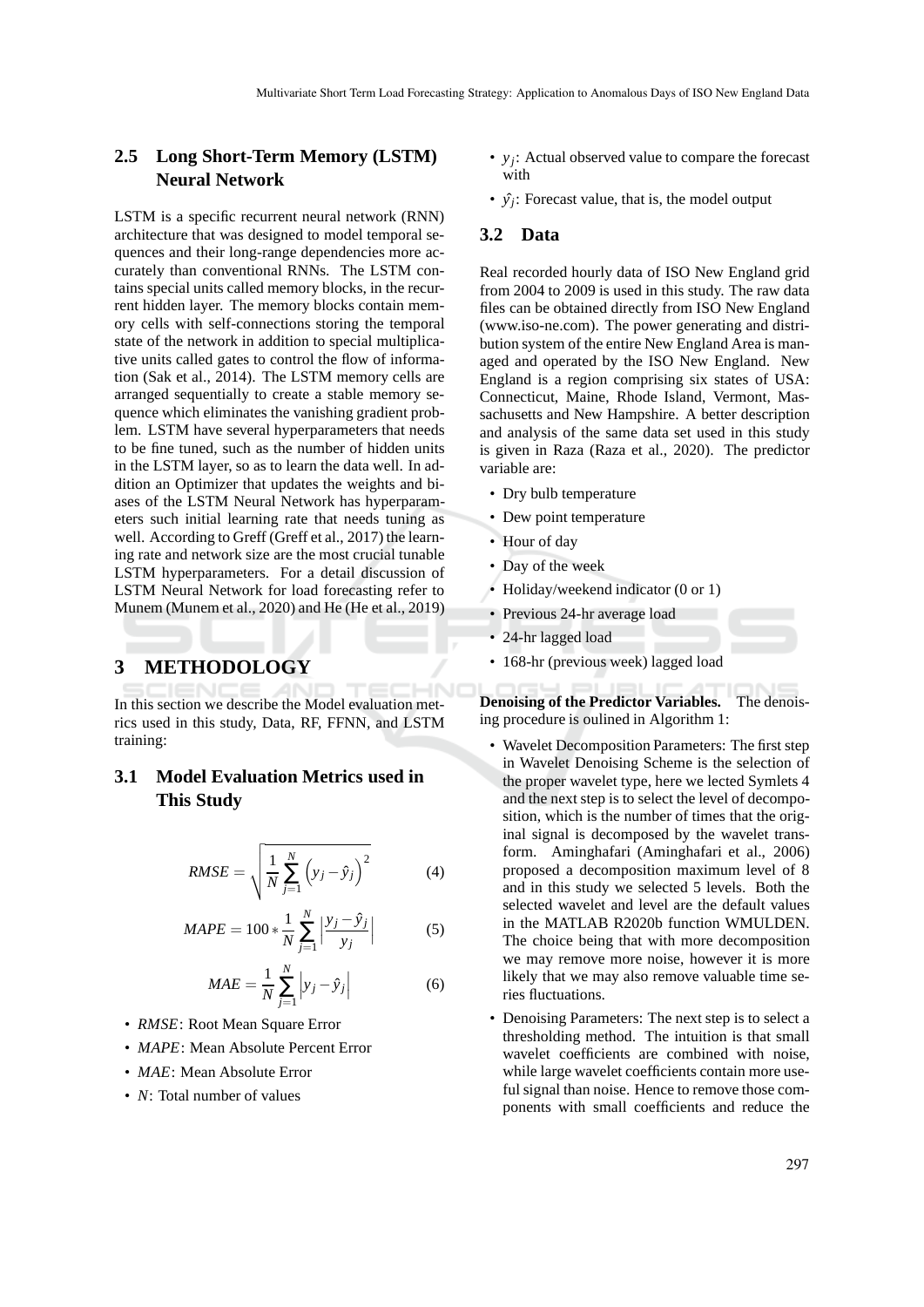### 2.5 Long Short-Term Memory (LSTM) Neural Network

LSTM is a specific recurrent neural network (RNN) architecture that was designed to model temporal sequences and their long-range dependencies more accurately than conventional RNNs. The LSTM contains special units called memory blocks, in the recurrent hidden layer. The memory blocks contain memory cells with self-connections storing the temporal state of the network in addition to special multiplicative units called gates to control the flow of information (Sak et al., 2014). The LSTM memory cells are arranged sequentially to create a stable memory sequence which eliminates the vanishing gradient problem. LSTM have several hyperparameters that needs to be fine tuned, such as the number of hidden units in the LSTM layer, so as to learn the data well. In addition an Optimizer that updates the weights and biases of the LSTM Neural Network has hyperparameters such initial learning rate that needs tuning as well. According to Greff (Greff et al., 2017) the learning rate and network size are the most crucial tunable LSTM hyperparameters. For a detail discussion of LSTM Neural Network for load forecasting refer to Munem (Munem et al., 2020) and He (He et al., 2019)

## 3 METHODOLOGY

In this section we describe the Model evaluation metrics used in this study, Data, RF, FFNN, and LSTM training:

### 3.1 Model Evaluation Metrics used in This Study

$$RMSE = \sqrt{\frac{1}{N}\sum_{j=1}^{N}\left(y_j - \hat{y}_j\right)^2} \quad (4)$$

$$MAPE = 100 * \frac{1}{N}\sum_{j=1}^{N}\left|\frac{y_j - \hat{y}_j}{y_j}\right| \quad (5)$$

$$MAE = \frac{1}{N}\sum_{j=1}^{N}\left|y_j - \hat{y}_j\right| \quad (6)$$

- *RMSE*: Root Mean Square Error
- *MAPE*: Mean Absolute Percent Error
- *MAE*: Mean Absolute Error
- $N$: Total number of values
- $y_j$: Actual observed value to compare the forecast with
- $\hat{y}_j$: Forecast value, that is, the model output

### 3.2 Data

Real recorded hourly data of ISO New England grid from 2004 to 2009 is used in this study. The raw data files can be obtained directly from ISO New England (www.iso-ne.com). The power generating and distribution system of the entire New England Area is managed and operated by the ISO New England. New England is a region comprising six states of USA: Connecticut, Maine, Rhode Island, Vermont, Massachusetts and New Hampshire. A better description and analysis of the same data set used in this study is given in Raza (Raza et al., 2020). The predictor variable are:

- Dry bulb temperature
- Dew point temperature
- Hour of day
- Day of the week
- Holiday/weekend indicator (0 or 1)
- Previous 24-hr average load
- 24-hr lagged load
- 168-hr (previous week) lagged load

**Denoising of the Predictor Variables.** The denoising procedure is oulined in Algorithm 1:

- Wavelet Decomposition Parameters: The first step in Wavelet Denoising Scheme is the selection of the proper wavelet type, here we lected Symlets 4 and the next step is to select the level of decomposition, which is the number of times that the original signal is decomposed by the wavelet transform. Aminghafari (Aminghafari et al., 2006) proposed a decomposition maximum level of 8 and in this study we selected 5 levels. Both the selected wavelet and level are the default values in the MATLAB R2020b function WMULDEN. The choice being that with more decomposition we may remove more noise, however it is more likely that we may also remove valuable time series fluctuations.
- Denoising Parameters: The next step is to select a thresholding method. The intuition is that small wavelet coefficients are combined with noise, while large wavelet coefficients contain more useful signal than noise. Hence to remove those components with small coefficients and reduce the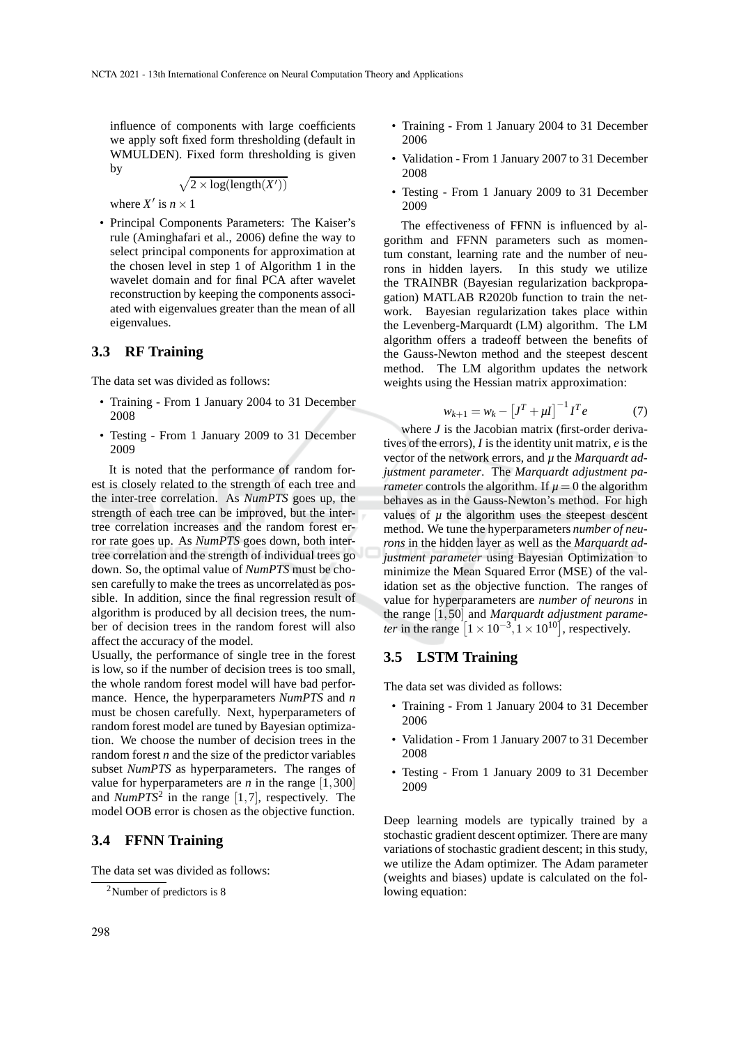influence of components with large coefficients we apply soft fixed form thresholding (default in WMULDEN). Fixed form thresholding is given by

$$\sqrt{2 \times \log(\text{length}(X'))}$$

where $X'$ is $n \times 1$

- Principal Components Parameters: The Kaiser's rule (Aminghafari et al., 2006) define the way to select principal components for approximation at the chosen level in step 1 of Algorithm 1 in the wavelet domain and for final PCA after wavelet reconstruction by keeping the components associated with eigenvalues greater than the mean of all eigenvalues.

### 3.3 RF Training

The data set was divided as follows:

- Training - From 1 January 2004 to 31 December 2008
- Testing - From 1 January 2009 to 31 December 2009

It is noted that the performance of random forest is closely related to the strength of each tree and the inter-tree correlation. As *NumPTS* goes up, the strength of each tree can be improved, but the inter-tree correlation increases and the random forest error rate goes up. As *NumPTS* goes down, both inter-tree correlation and the strength of individual trees go down. So, the optimal value of *NumPTS* must be chosen carefully to make the trees as uncorrelated as possible. In addition, since the final regression result of algorithm is produced by all decision trees, the number of decision trees in the random forest will also affect the accuracy of the model.

Usually, the performance of single tree in the forest is low, so if the number of decision trees is too small, the whole random forest model will have bad performance. Hence, the hyperparameters *NumPTS* and $n$ must be chosen carefully. Next, hyperparameters of random forest model are tuned by Bayesian optimization. We choose the number of decision trees in the random forest $n$ and the size of the predictor variables subset *NumPTS* as hyperparameters. The ranges of value for hyperparameters are $n$ in the range $[1,300]$ and *NumPTS*[2] in the range $[1,7]$, respectively. The model OOB error is chosen as the objective function.

### 3.4 FFNN Training

The data set was divided as follows:

- Training - From 1 January 2004 to 31 December 2006
- Validation - From 1 January 2007 to 31 December 2008
- Testing - From 1 January 2009 to 31 December 2009

The effectiveness of FFNN is influenced by algorithm and FFNN parameters such as momentum constant, learning rate and the number of neurons in hidden layers. In this study we utilize the TRAINBR (Bayesian regularization backpropagation) MATLAB R2020b function to train the network. Bayesian regularization takes place within the Levenberg-Marquardt (LM) algorithm. The LM algorithm offers a tradeoff between the benefits of the Gauss-Newton method and the steepest descent method. The LM algorithm updates the network weights using the Hessian matrix approximation:

$$w_{k+1} = w_k - \left[J^T + \mu I\right]^{-1} I^T e \tag{7}$$

where $J$ is the Jacobian matrix (first-order derivatives of the errors), $I$ is the identity unit matrix, $e$ is the vector of the network errors, and $\mu$ the *Marquardt adjustment parameter*. The *Marquardt adjustment parameter* controls the algorithm. If $\mu = 0$ the algorithm behaves as in the Gauss-Newton's method. For high values of $\mu$ the algorithm uses the steepest descent method. We tune the hyperparameters *number of neurons* in the hidden layer as well as the *Marquardt adjustment parameter* using Bayesian Optimization to minimize the Mean Squared Error (MSE) of the validation set as the objective function. The ranges of value for hyperparameters are *number of neurons* in the range $[1,50]$ and *Marquardt adjustment parameter* in the range $\left[1 \times 10^{-3}, 1 \times 10^{10}\right]$, respectively.

### 3.5 LSTM Training

The data set was divided as follows:

- Training - From 1 January 2004 to 31 December 2006
- Validation - From 1 January 2007 to 31 December 2008
- Testing - From 1 January 2009 to 31 December 2009

Deep learning models are typically trained by a stochastic gradient descent optimizer. There are many variations of stochastic gradient descent; in this study, we utilize the Adam optimizer. The Adam parameter (weights and biases) update is calculated on the following equation:

[2] Number of predictors is 8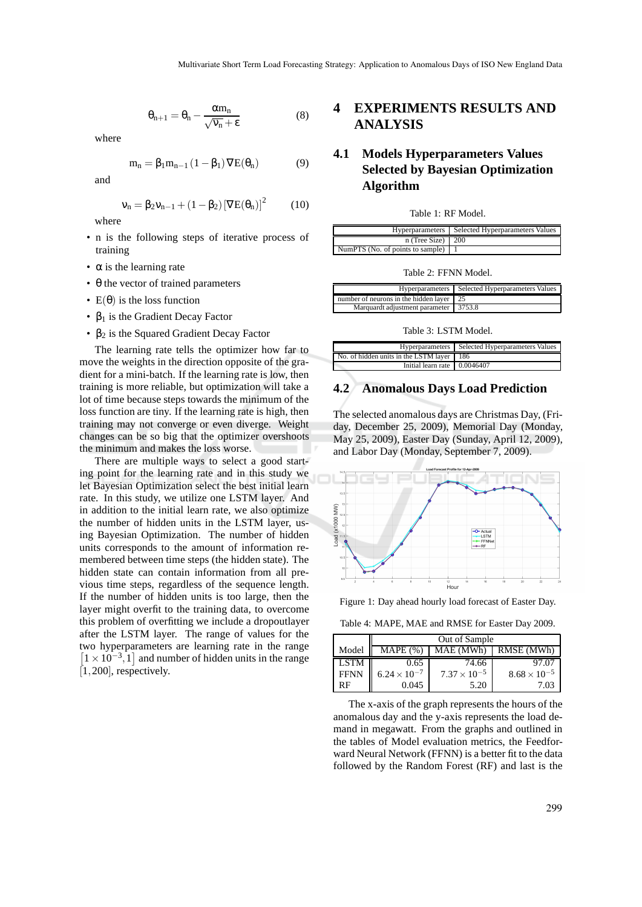$$\theta_{n+1} = \theta_n - \frac{\alpha m_n}{\sqrt{\nu_n} + \varepsilon} \quad (8)$$

where

$$m_n = \beta_1 m_{n-1} (1 - \beta_1) \nabla E(\theta_n) \quad (9)$$

and

$$\nu_n = \beta_2 \nu_{n-1} + (1 - \beta_2) [\nabla E(\theta_n)]^2 \quad (10)$$

where

- n is the following steps of iterative process of training
- $\alpha$ is the learning rate
- $\theta$ the vector of trained parameters
- $E(\theta)$ is the loss function
- $\beta_1$ is the Gradient Decay Factor
- $\beta_2$ is the Squared Gradient Decay Factor

The learning rate tells the optimizer how far to move the weights in the direction opposite of the gradient for a mini-batch. If the learning rate is low, then training is more reliable, but optimization will take a lot of time because steps towards the minimum of the loss function are tiny. If the learning rate is high, then training may not converge or even diverge. Weight changes can be so big that the optimizer overshoots the minimum and makes the loss worse.

There are multiple ways to select a good starting point for the learning rate and in this study we let Bayesian Optimization select the best initial learn rate. In this study, we utilize one LSTM layer. And in addition to the initial learn rate, we also optimize the number of hidden units in the LSTM layer, using Bayesian Optimization. The number of hidden units corresponds to the amount of information remembered between time steps (the hidden state). The hidden state can contain information from all previous time steps, regardless of the sequence length. If the number of hidden units is too large, then the layer might overfit to the training data, to overcome this problem of overfitting we include a dropoutlayer after the LSTM layer. The range of values for the two hyperparameters are learning rate in the range $[1 \times 10^{-3}, 1]$ and number of hidden units in the range $[1, 200]$, respectively.

# 4 EXPERIMENTS RESULTS AND ANALYSIS

## 4.1 Models Hyperparameters Values Selected by Bayesian Optimization Algorithm

Table 1: RF Model.

| Hyperparameters | Selected Hyperparameters Values |
|---|---|
| n (Tree Size) | 200 |
| NumPTS (No. of points to sample) | 1 |

Table 2: FFNN Model.

| Hyperparameters | Selected Hyperparameters Values |
|---|---|
| number of neurons in the hidden layer | 25 |
| Marquardt adjustment parameter | 3753.8 |

Table 3: LSTM Model.

| Hyperparameters | Selected Hyperparameters Values |
|---|---|
| No. of hidden units in the LSTM layer | 186 |
| Initial learn rate | 0.0046407 |

## 4.2 Anomalous Days Load Prediction

The selected anomalous days are Christmas Day, (Friday, December 25, 2009), Memorial Day (Monday, May 25, 2009), Easter Day (Sunday, April 12, 2009), and Labor Day (Monday, September 7, 2009).

Figure 1: Day ahead hourly load forecast of Easter Day.

Table 4: MAPE, MAE and RMSE for Easter Day 2009.

| Model | Out of Sample | | |
|---|---|---|---|
| | MAPE (%) | MAE (MWh) | RMSE (MWh) |
| LSTM | 0.65 | 74.66 | 97.07 |
| FFNN | $6.24 \times 10^{-7}$ | $7.37 \times 10^{-5}$ | $8.68 \times 10^{-5}$ |
| RF | 0.045 | 5.20 | 7.03 |

The x-axis of the graph represents the hours of the anomalous day and the y-axis represents the load demand in megawatt. From the graphs and outlined in the tables of Model evaluation metrics, the Feedforward Neural Network (FFNN) is a better fit to the data followed by the Random Forest (RF) and last is the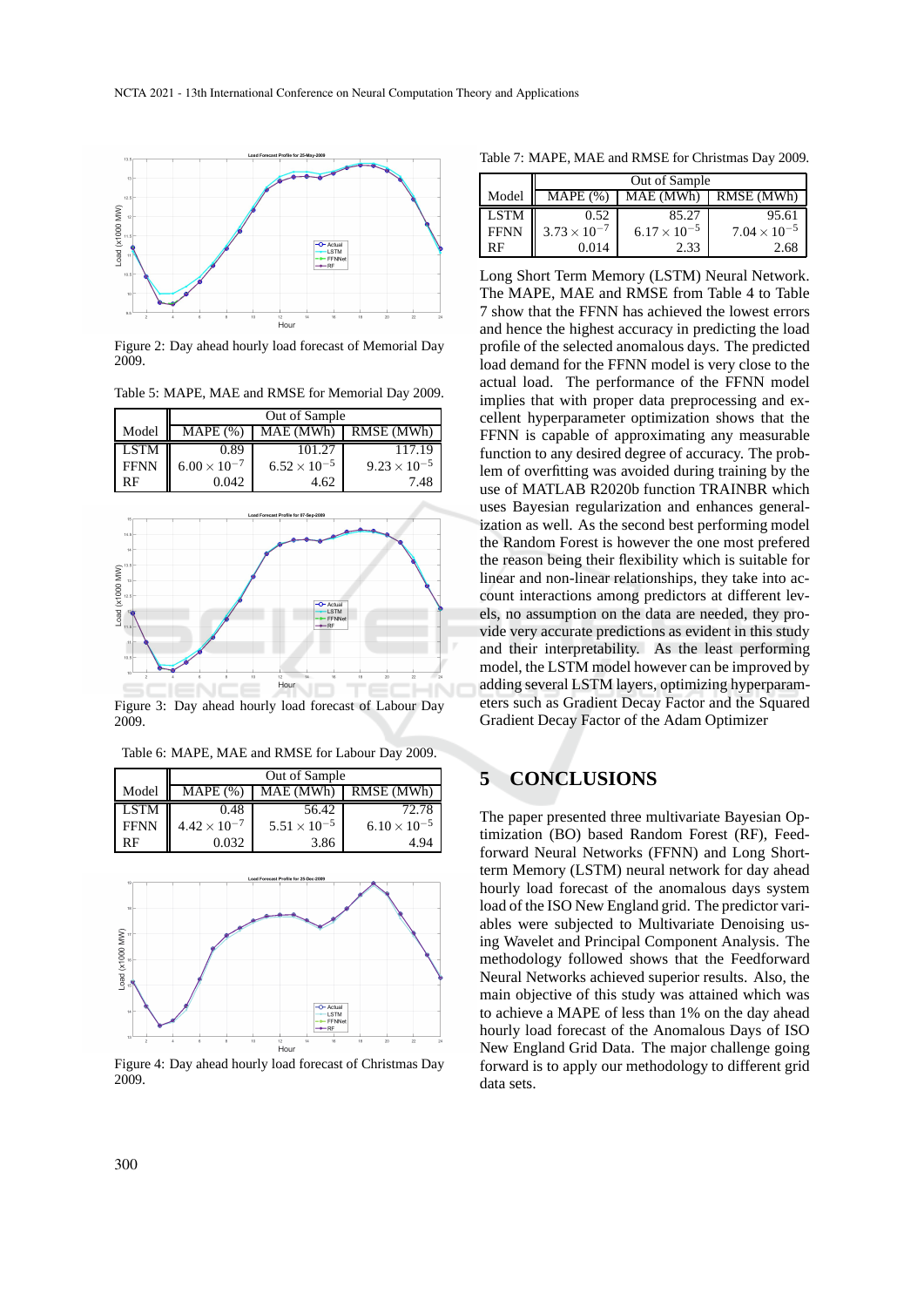Figure 2: Day ahead hourly load forecast of Memorial Day 2009.

Table 5: MAPE, MAE and RMSE for Memorial Day 2009.

| Model | Out of Sample | | |
|---|---|---|---|
| | MAPE (%) | MAE (MWh) | RMSE (MWh) |
| LSTM | 0.89 | 101.27 | 117.19 |
| FFNN | $6.00 \times 10^{-7}$ | $6.52 \times 10^{-5}$ | $9.23 \times 10^{-5}$ |
| RF | 0.042 | 4.62 | 7.48 |

Figure 3: Day ahead hourly load forecast of Labour Day 2009.

Table 6: MAPE, MAE and RMSE for Labour Day 2009.

| Model | Out of Sample | | |
|---|---|---|---|
| | MAPE (%) | MAE (MWh) | RMSE (MWh) |
| LSTM | 0.48 | 56.42 | 72.78 |
| FFNN | $4.42 \times 10^{-7}$ | $5.51 \times 10^{-5}$ | $6.10 \times 10^{-5}$ |
| RF | 0.032 | 3.86 | 4.94 |

Figure 4: Day ahead hourly load forecast of Christmas Day 2009.

Table 7: MAPE, MAE and RMSE for Christmas Day 2009.

| Model | Out of Sample | | |
|---|---|---|---|
| | MAPE (%) | MAE (MWh) | RMSE (MWh) |
| LSTM | 0.52 | 85.27 | 95.61 |
| FFNN | $3.73 \times 10^{-7}$ | $6.17 \times 10^{-5}$ | $7.04 \times 10^{-5}$ |
| RF | 0.014 | 2.33 | 2.68 |

Long Short Term Memory (LSTM) Neural Network. The MAPE, MAE and RMSE from Table 4 to Table 7 show that the FFNN has achieved the lowest errors and hence the highest accuracy in predicting the load profile of the selected anomalous days. The predicted load demand for the FFNN model is very close to the actual load. The performance of the FFNN model implies that with proper data preprocessing and excellent hyperparameter optimization shows that the FFNN is capable of approximating any measurable function to any desired degree of accuracy. The problem of overfitting was avoided during training by the use of MATLAB R2020b function TRAINBR which uses Bayesian regularization and enhances generalization as well. As the second best performing model the Random Forest is however the one most prefered the reason being their flexibility which is suitable for linear and non-linear relationships, they take into account interactions among predictors at different levels, no assumption on the data are needed, they provide very accurate predictions as evident in this study and their interpretability. As the least performing model, the LSTM model however can be improved by adding several LSTM layers, optimizing hyperparameters such as Gradient Decay Factor and the Squared Gradient Decay Factor of the Adam Optimizer

## 5 CONCLUSIONS

The paper presented three multivariate Bayesian Optimization (BO) based Random Forest (RF), Feedforward Neural Networks (FFNN) and Long Short-term Memory (LSTM) neural network for day ahead hourly load forecast of the anomalous days system load of the ISO New England grid. The predictor variables were subjected to Multivariate Denoising using Wavelet and Principal Component Analysis. The methodology followed shows that the Feedforward Neural Networks achieved superior results. Also, the main objective of this study was attained which was to achieve a MAPE of less than 1% on the day ahead hourly load forecast of the Anomalous Days of ISO New England Grid Data. The major challenge going forward is to apply our methodology to different grid data sets.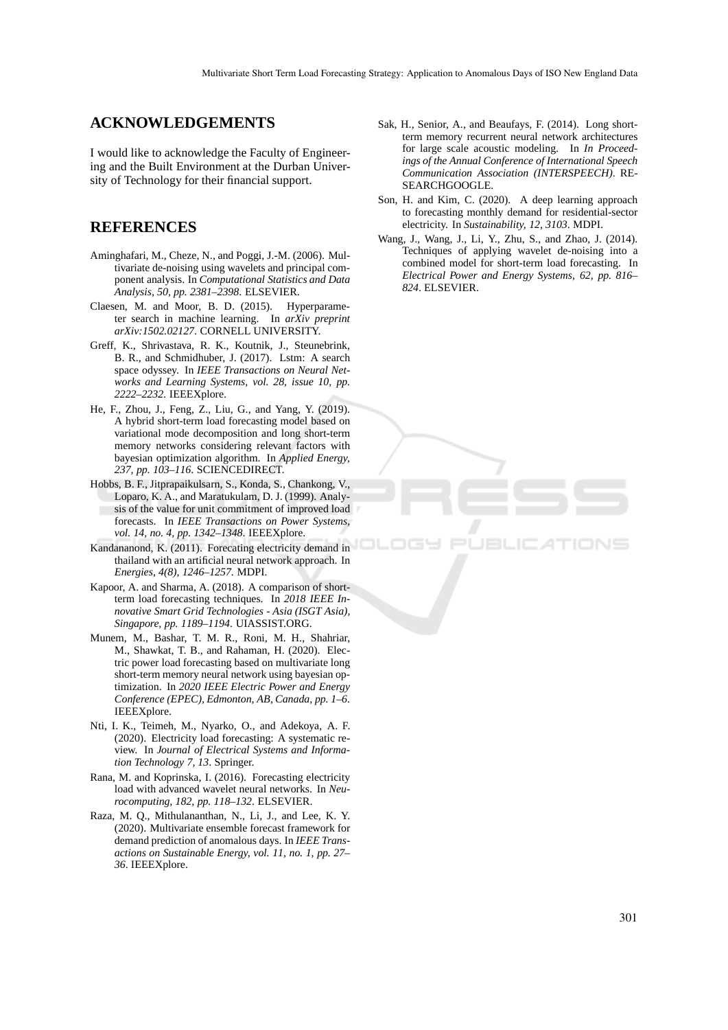## ACKNOWLEDGEMENTS

I would like to acknowledge the Faculty of Engineering and the Built Environment at the Durban University of Technology for their financial support.

## REFERENCES

Aminghafari, M., Cheze, N., and Poggi, J.-M. (2006). Multivariate de-noising using wavelets and principal component analysis. In *Computational Statistics and Data Analysis, 50, pp. 2381–2398*. ELSEVIER.

Claesen, M. and Moor, B. D. (2015). Hyperparameter search in machine learning. In *arXiv preprint arXiv:1502.02127*. CORNELL UNIVERSITY.

Greff, K., Shrivastava, R. K., Koutnik, J., Steunebrink, B. R., and Schmidhuber, J. (2017). Lstm: A search space odyssey. In *IEEE Transactions on Neural Networks and Learning Systems, vol. 28, issue 10, pp. 2222–2232*. IEEEXplore.

He, F., Zhou, J., Feng, Z., Liu, G., and Yang, Y. (2019). A hybrid short-term load forecasting model based on variational mode decomposition and long short-term memory networks considering relevant factors with bayesian optimization algorithm. In *Applied Energy, 237, pp. 103–116*. SCIENCEDIRECT.

Hobbs, B. F., Jitprapaikulsarn, S., Konda, S., Chankong, V., Loparo, K. A., and Maratukulam, D. J. (1999). Analysis of the value for unit commitment of improved load forecasts. In *IEEE Transactions on Power Systems, vol. 14, no. 4, pp. 1342–1348*. IEEEXplore.

Kandananond, K. (2011). Forecating electricity demand in thailand with an artificial neural network approach. In *Energies, 4(8), 1246–1257*. MDPI.

Kapoor, A. and Sharma, A. (2018). A comparison of short-term load forecasting techniques. In *2018 IEEE Innovative Smart Grid Technologies - Asia (ISGT Asia), Singapore, pp. 1189–1194*. UIASSIST.ORG.

Munem, M., Bashar, T. M. R., Roni, M. H., Shahriar, M., Shawkat, T. B., and Rahaman, H. (2020). Electric power load forecasting based on multivariate long short-term memory neural network using bayesian optimization. In *2020 IEEE Electric Power and Energy Conference (EPEC), Edmonton, AB, Canada, pp. 1–6*. IEEEXplore.

Nti, I. K., Teimeh, M., Nyarko, O., and Adekoya, A. F. (2020). Electricity load forecasting: A systematic review. In *Journal of Electrical Systems and Information Technology 7, 13*. Springer.

Rana, M. and Koprinska, I. (2016). Forecasting electricity load with advanced wavelet neural networks. In *Neurocomputing, 182, pp. 118–132*. ELSEVIER.

Raza, M. Q., Mithulananthan, N., Li, J., and Lee, K. Y. (2020). Multivariate ensemble forecast framework for demand prediction of anomalous days. In *IEEE Transactions on Sustainable Energy, vol. 11, no. 1, pp. 27–36*. IEEEXplore.

Sak, H., Senior, A., and Beaufays, F. (2014). Long short-term memory recurrent neural network architectures for large scale acoustic modeling. In *In Proceedings of the Annual Conference of International Speech Communication Association (INTERSPEECH)*. RESEARCHGOOGLE.

Son, H. and Kim, C. (2020). A deep learning approach to forecasting monthly demand for residential-sector electricity. In *Sustainability, 12, 3103*. MDPI.

Wang, J., Wang, J., Li, Y., Zhu, S., and Zhao, J. (2014). Techniques of applying wavelet de-noising into a combined model for short-term load forecasting. In *Electrical Power and Energy Systems, 62, pp. 816–824*. ELSEVIER.